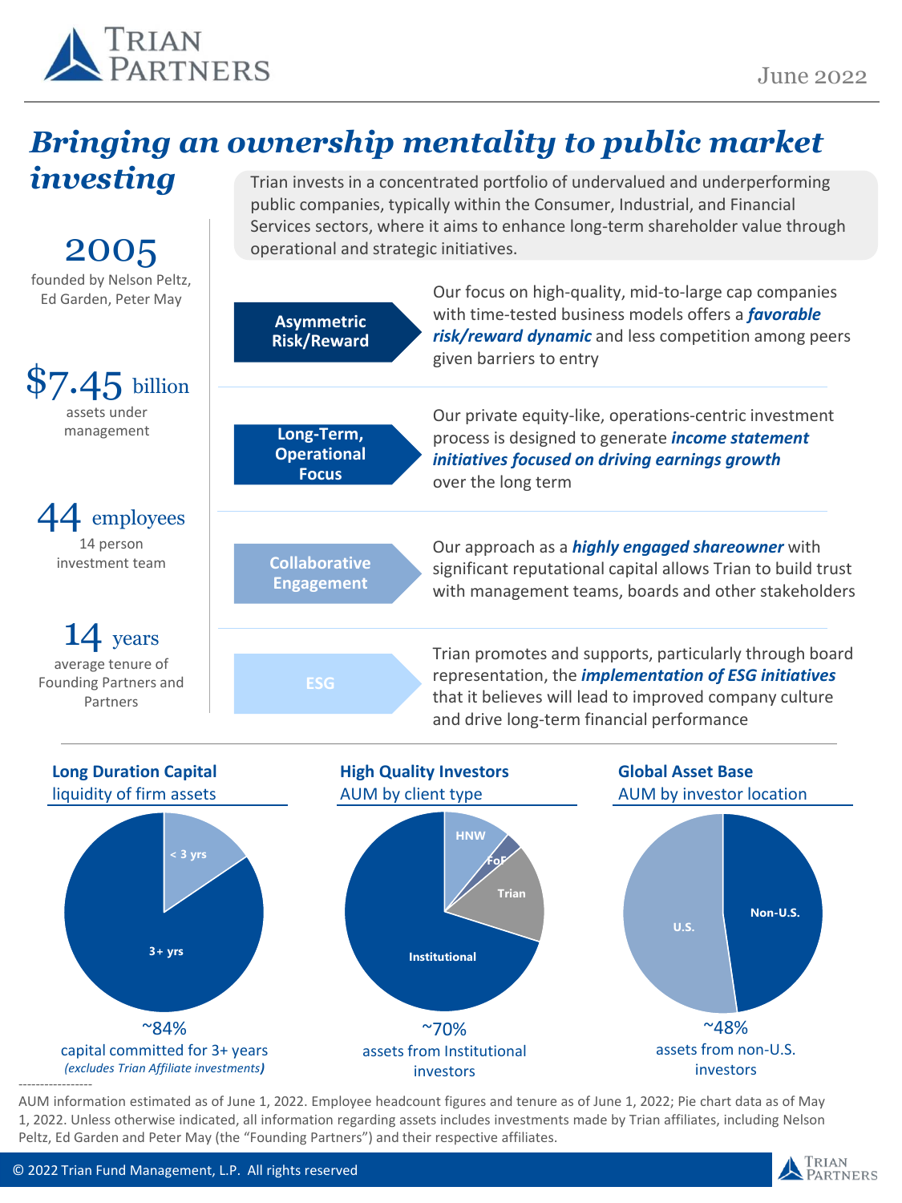TRIAN PARTNERS

June 2022

# *Bringing an ownership mentality to public market investing*

Trian invests in a concentrated portfolio of undervalued and underperforming public companies, typically within the Consumer, Industrial, and Financial Services sectors, where it aims to enhance long-term shareholder value through operational and strategic initiatives.

**2005**
founded by Nelson Peltz, Ed Garden, Peter May

**$7.45 billion**
assets under management

**44 employees**
14 person investment team

**14 years**
average tenure of Founding Partners and Partners

**Asymmetric Risk/Reward**
Our focus on high-quality, mid-to-large cap companies with time-tested business models offers a ***favorable risk/reward dynamic*** and less competition among peers given barriers to entry

**Long-Term, Operational Focus**
Our private equity-like, operations-centric investment process is designed to generate ***income statement initiatives focused on driving earnings growth*** over the long term

**Collaborative Engagement**
Our approach as a ***highly engaged shareowner*** with significant reputational capital allows Trian to build trust with management teams, boards and other stakeholders

**ESG**
Trian promotes and supports, particularly through board representation, the ***implementation of ESG initiatives*** that it believes will lead to improved company culture and drive long-term financial performance

**Long Duration Capital**
liquidity of firm assets

< 3 yrs; 3+ yrs

~84%
capital committed for 3+ years
*(excludes Trian Affiliate investments)*

**High Quality Investors**
AUM by client type

HNW; FoF; Trian; Institutional

~70%
assets from Institutional investors

**Global Asset Base**
AUM by investor location

U.S.; Non-U.S.

~48%
assets from non-U.S. investors

-----------------

AUM information estimated as of June 1, 2022. Employee headcount figures and tenure as of June 1, 2022; Pie chart data as of May 1, 2022. Unless otherwise indicated, all information regarding assets includes investments made by Trian affiliates, including Nelson Peltz, Ed Garden and Peter May (the "Founding Partners") and their respective affiliates.

© 2022 Trian Fund Management, L.P. All rights reserved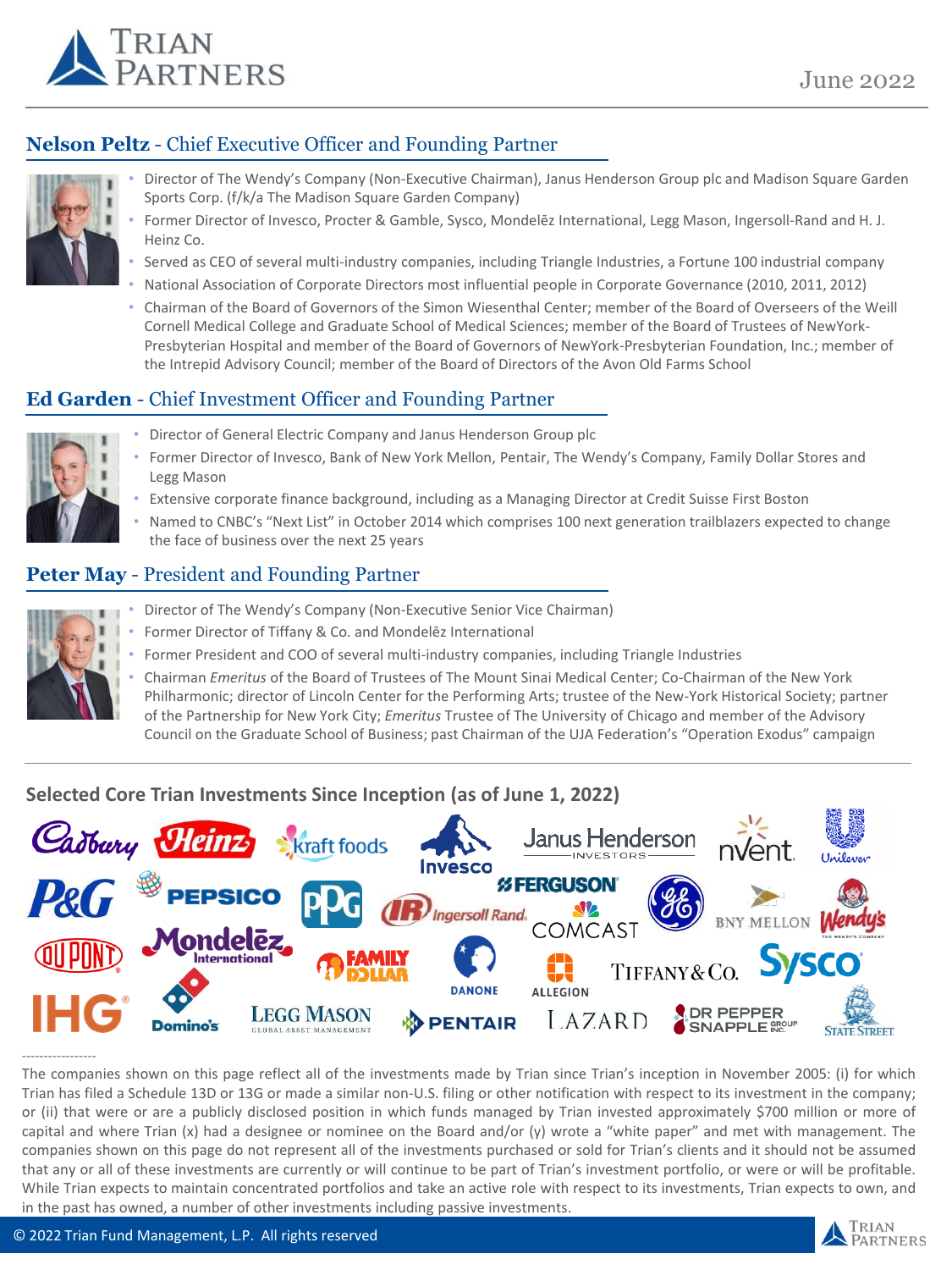June 2022

## Nelson Peltz - Chief Executive Officer and Founding Partner

- Director of The Wendy's Company (Non-Executive Chairman), Janus Henderson Group plc and Madison Square Garden Sports Corp. (f/k/a The Madison Square Garden Company)
- Former Director of Invesco, Procter & Gamble, Sysco, Mondelēz International, Legg Mason, Ingersoll-Rand and H. J. Heinz Co.
- Served as CEO of several multi-industry companies, including Triangle Industries, a Fortune 100 industrial company
- National Association of Corporate Directors most influential people in Corporate Governance (2010, 2011, 2012)
- Chairman of the Board of Governors of the Simon Wiesenthal Center; member of the Board of Overseers of the Weill Cornell Medical College and Graduate School of Medical Sciences; member of the Board of Trustees of NewYork-Presbyterian Hospital and member of the Board of Governors of NewYork-Presbyterian Foundation, Inc.; member of the Intrepid Advisory Council; member of the Board of Directors of the Avon Old Farms School

## Ed Garden - Chief Investment Officer and Founding Partner

- Director of General Electric Company and Janus Henderson Group plc
- Former Director of Invesco, Bank of New York Mellon, Pentair, The Wendy's Company, Family Dollar Stores and Legg Mason
- Extensive corporate finance background, including as a Managing Director at Credit Suisse First Boston
- Named to CNBC's "Next List" in October 2014 which comprises 100 next generation trailblazers expected to change the face of business over the next 25 years

## Peter May - President and Founding Partner

- Director of The Wendy's Company (Non-Executive Senior Vice Chairman)
- Former Director of Tiffany & Co. and Mondelēz International
- Former President and COO of several multi-industry companies, including Triangle Industries
- Chairman *Emeritus* of the Board of Trustees of The Mount Sinai Medical Center; Co-Chairman of the New York Philharmonic; director of Lincoln Center for the Performing Arts; trustee of the New-York Historical Society; partner of the Partnership for New York City; *Emeritus* Trustee of The University of Chicago and member of the Advisory Council on the Graduate School of Business; past Chairman of the UJA Federation's "Operation Exodus" campaign

## Selected Core Trian Investments Since Inception (as of June 1, 2022)

Cadbury, Heinz, Kraft Foods, Invesco, Janus Henderson Investors, nVent, Unilever, P&G, PepsiCo, PPG, Ingersoll Rand, Ferguson, Comcast, GE, BNY Mellon, Wendy's, DuPont, Mondelēz International, Family Dollar, Danone, Allegion, Tiffany & Co., Sysco, IHG, Domino's, Legg Mason Global Asset Management, Pentair, Lazard, Dr Pepper Snapple Group Inc., State Street

-----------------

The companies shown on this page reflect all of the investments made by Trian since Trian's inception in November 2005: (i) for which Trian has filed a Schedule 13D or 13G or made a similar non-U.S. filing or other notification with respect to its investment in the company; or (ii) that were or are a publicly disclosed position in which funds managed by Trian invested approximately $700 million or more of capital and where Trian (x) had a designee or nominee on the Board and/or (y) wrote a "white paper" and met with management. The companies shown on this page do not represent all of the investments purchased or sold for Trian's clients and it should not be assumed that any or all of these investments are currently or will continue to be part of Trian's investment portfolio, or were or will be profitable. While Trian expects to maintain concentrated portfolios and take an active role with respect to its investments, Trian expects to own, and in the past has owned, a number of other investments including passive investments.

© 2022 Trian Fund Management, L.P. All rights reserved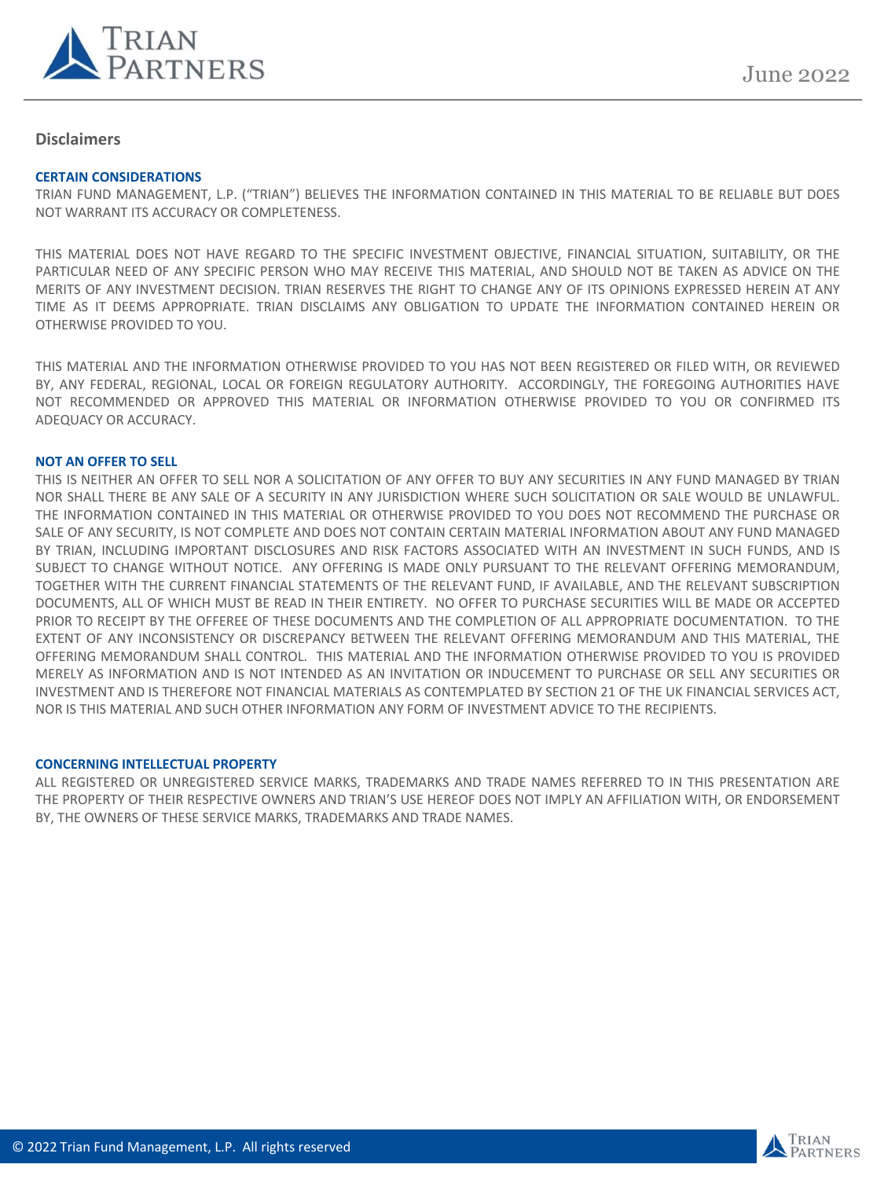## Disclaimers

### CERTAIN CONSIDERATIONS

TRIAN FUND MANAGEMENT, L.P. ("TRIAN") BELIEVES THE INFORMATION CONTAINED IN THIS MATERIAL TO BE RELIABLE BUT DOES NOT WARRANT ITS ACCURACY OR COMPLETENESS.

THIS MATERIAL DOES NOT HAVE REGARD TO THE SPECIFIC INVESTMENT OBJECTIVE, FINANCIAL SITUATION, SUITABILITY, OR THE PARTICULAR NEED OF ANY SPECIFIC PERSON WHO MAY RECEIVE THIS MATERIAL, AND SHOULD NOT BE TAKEN AS ADVICE ON THE MERITS OF ANY INVESTMENT DECISION. TRIAN RESERVES THE RIGHT TO CHANGE ANY OF ITS OPINIONS EXPRESSED HEREIN AT ANY TIME AS IT DEEMS APPROPRIATE. TRIAN DISCLAIMS ANY OBLIGATION TO UPDATE THE INFORMATION CONTAINED HEREIN OR OTHERWISE PROVIDED TO YOU.

THIS MATERIAL AND THE INFORMATION OTHERWISE PROVIDED TO YOU HAS NOT BEEN REGISTERED OR FILED WITH, OR REVIEWED BY, ANY FEDERAL, REGIONAL, LOCAL OR FOREIGN REGULATORY AUTHORITY. ACCORDINGLY, THE FOREGOING AUTHORITIES HAVE NOT RECOMMENDED OR APPROVED THIS MATERIAL OR INFORMATION OTHERWISE PROVIDED TO YOU OR CONFIRMED ITS ADEQUACY OR ACCURACY.

### NOT AN OFFER TO SELL

THIS IS NEITHER AN OFFER TO SELL NOR A SOLICITATION OF ANY OFFER TO BUY ANY SECURITIES IN ANY FUND MANAGED BY TRIAN NOR SHALL THERE BE ANY SALE OF A SECURITY IN ANY JURISDICTION WHERE SUCH SOLICITATION OR SALE WOULD BE UNLAWFUL. THE INFORMATION CONTAINED IN THIS MATERIAL OR OTHERWISE PROVIDED TO YOU DOES NOT RECOMMEND THE PURCHASE OR SALE OF ANY SECURITY, IS NOT COMPLETE AND DOES NOT CONTAIN CERTAIN MATERIAL INFORMATION ABOUT ANY FUND MANAGED BY TRIAN, INCLUDING IMPORTANT DISCLOSURES AND RISK FACTORS ASSOCIATED WITH AN INVESTMENT IN SUCH FUNDS, AND IS SUBJECT TO CHANGE WITHOUT NOTICE. ANY OFFERING IS MADE ONLY PURSUANT TO THE RELEVANT OFFERING MEMORANDUM, TOGETHER WITH THE CURRENT FINANCIAL STATEMENTS OF THE RELEVANT FUND, IF AVAILABLE, AND THE RELEVANT SUBSCRIPTION DOCUMENTS, ALL OF WHICH MUST BE READ IN THEIR ENTIRETY. NO OFFER TO PURCHASE SECURITIES WILL BE MADE OR ACCEPTED PRIOR TO RECEIPT BY THE OFFEREE OF THESE DOCUMENTS AND THE COMPLETION OF ALL APPROPRIATE DOCUMENTATION. TO THE EXTENT OF ANY INCONSISTENCY OR DISCREPANCY BETWEEN THE RELEVANT OFFERING MEMORANDUM AND THIS MATERIAL, THE OFFERING MEMORANDUM SHALL CONTROL. THIS MATERIAL AND THE INFORMATION OTHERWISE PROVIDED TO YOU IS PROVIDED MERELY AS INFORMATION AND IS NOT INTENDED AS AN INVITATION OR INDUCEMENT TO PURCHASE OR SELL ANY SECURITIES OR INVESTMENT AND IS THEREFORE NOT FINANCIAL MATERIALS AS CONTEMPLATED BY SECTION 21 OF THE UK FINANCIAL SERVICES ACT, NOR IS THIS MATERIAL AND SUCH OTHER INFORMATION ANY FORM OF INVESTMENT ADVICE TO THE RECIPIENTS.

### CONCERNING INTELLECTUAL PROPERTY

ALL REGISTERED OR UNREGISTERED SERVICE MARKS, TRADEMARKS AND TRADE NAMES REFERRED TO IN THIS PRESENTATION ARE THE PROPERTY OF THEIR RESPECTIVE OWNERS AND TRIAN'S USE HEREOF DOES NOT IMPLY AN AFFILIATION WITH, OR ENDORSEMENT BY, THE OWNERS OF THESE SERVICE MARKS, TRADEMARKS AND TRADE NAMES.